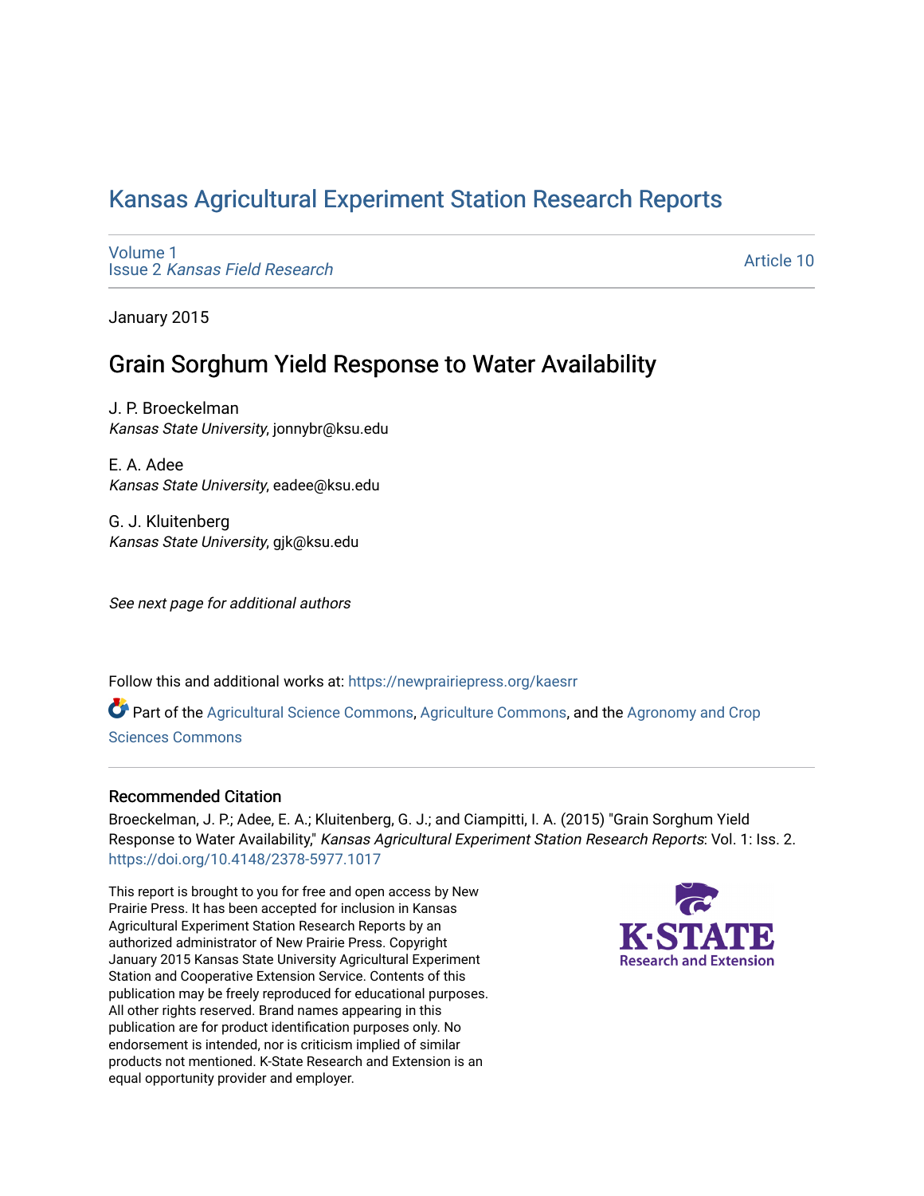# Kansas Agricultural Experiment Station Research Reports

Volume 1
Issue 2 *Kansas Field Research*

Article 10

January 2015

## Grain Sorghum Yield Response to Water Availability

J. P. Broeckelman
*Kansas State University*, jonnybr@ksu.edu

E. A. Adee
*Kansas State University*, eadee@ksu.edu

G. J. Kluitenberg
*Kansas State University*, gjk@ksu.edu

*See next page for additional authors*

Follow this and additional works at: https://newprairiepress.org/kaesrr

Part of the Agricultural Science Commons, Agriculture Commons, and the Agronomy and Crop Sciences Commons

### Recommended Citation

Broeckelman, J. P.; Adee, E. A.; Kluitenberg, G. J.; and Ciampitti, I. A. (2015) "Grain Sorghum Yield Response to Water Availability," *Kansas Agricultural Experiment Station Research Reports*: Vol. 1: Iss. 2. https://doi.org/10.4148/2378-5977.1017

This report is brought to you for free and open access by New Prairie Press. It has been accepted for inclusion in Kansas Agricultural Experiment Station Research Reports by an authorized administrator of New Prairie Press. Copyright January 2015 Kansas State University Agricultural Experiment Station and Cooperative Extension Service. Contents of this publication may be freely reproduced for educational purposes. All other rights reserved. Brand names appearing in this publication are for product identification purposes only. No endorsement is intended, nor is criticism implied of similar products not mentioned. K-State Research and Extension is an equal opportunity provider and employer.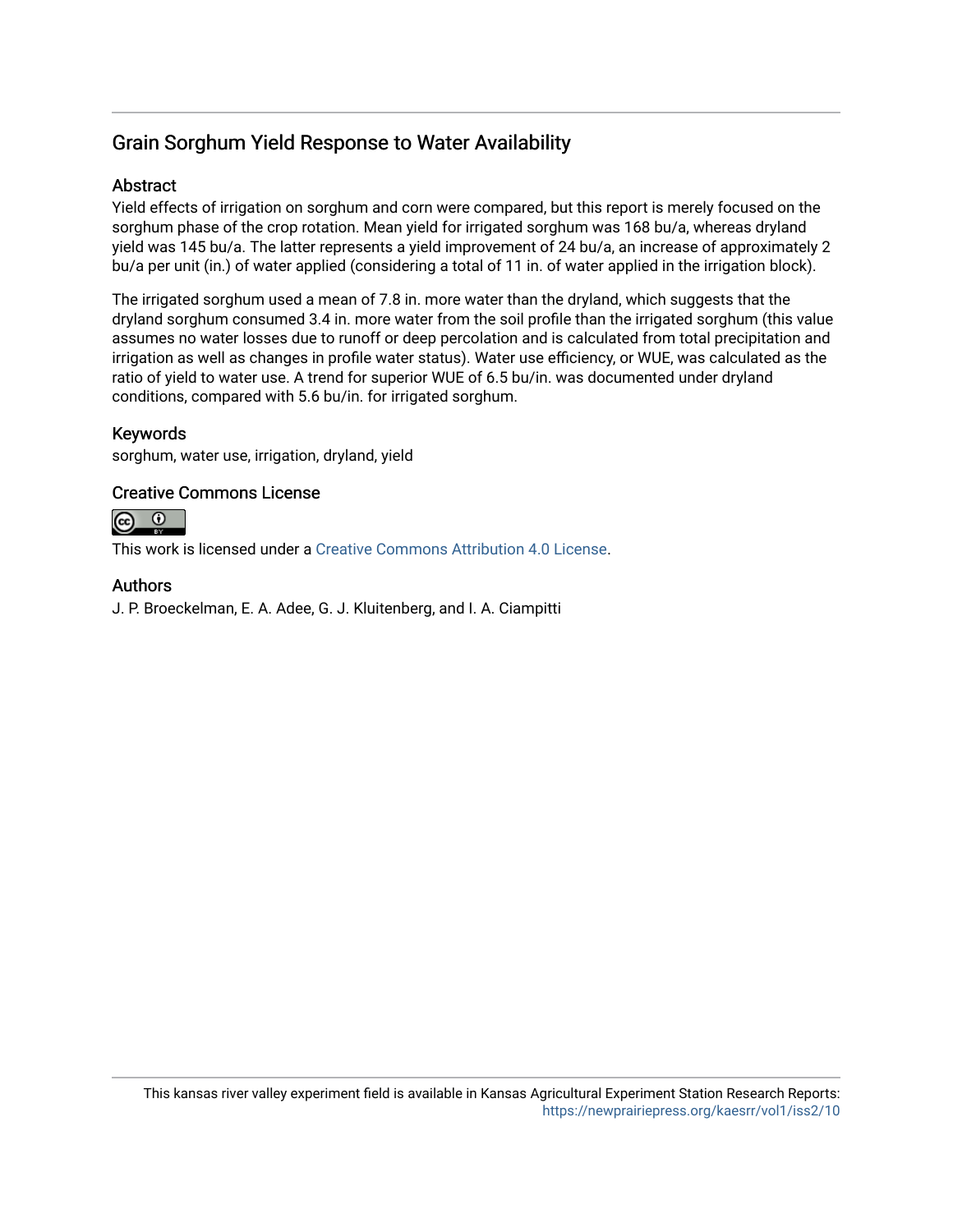# Grain Sorghum Yield Response to Water Availability

## Abstract

Yield effects of irrigation on sorghum and corn were compared, but this report is merely focused on the sorghum phase of the crop rotation. Mean yield for irrigated sorghum was 168 bu/a, whereas dryland yield was 145 bu/a. The latter represents a yield improvement of 24 bu/a, an increase of approximately 2 bu/a per unit (in.) of water applied (considering a total of 11 in. of water applied in the irrigation block).

The irrigated sorghum used a mean of 7.8 in. more water than the dryland, which suggests that the dryland sorghum consumed 3.4 in. more water from the soil profile than the irrigated sorghum (this value assumes no water losses due to runoff or deep percolation and is calculated from total precipitation and irrigation as well as changes in profile water status). Water use efficiency, or WUE, was calculated as the ratio of yield to water use. A trend for superior WUE of 6.5 bu/in. was documented under dryland conditions, compared with 5.6 bu/in. for irrigated sorghum.

## Keywords

sorghum, water use, irrigation, dryland, yield

## Creative Commons License

This work is licensed under a Creative Commons Attribution 4.0 License.

## Authors

J. P. Broeckelman, E. A. Adee, G. J. Kluitenberg, and I. A. Ciampitti

This kansas river valley experiment field is available in Kansas Agricultural Experiment Station Research Reports: https://newprairiepress.org/kaesrr/vol1/iss2/10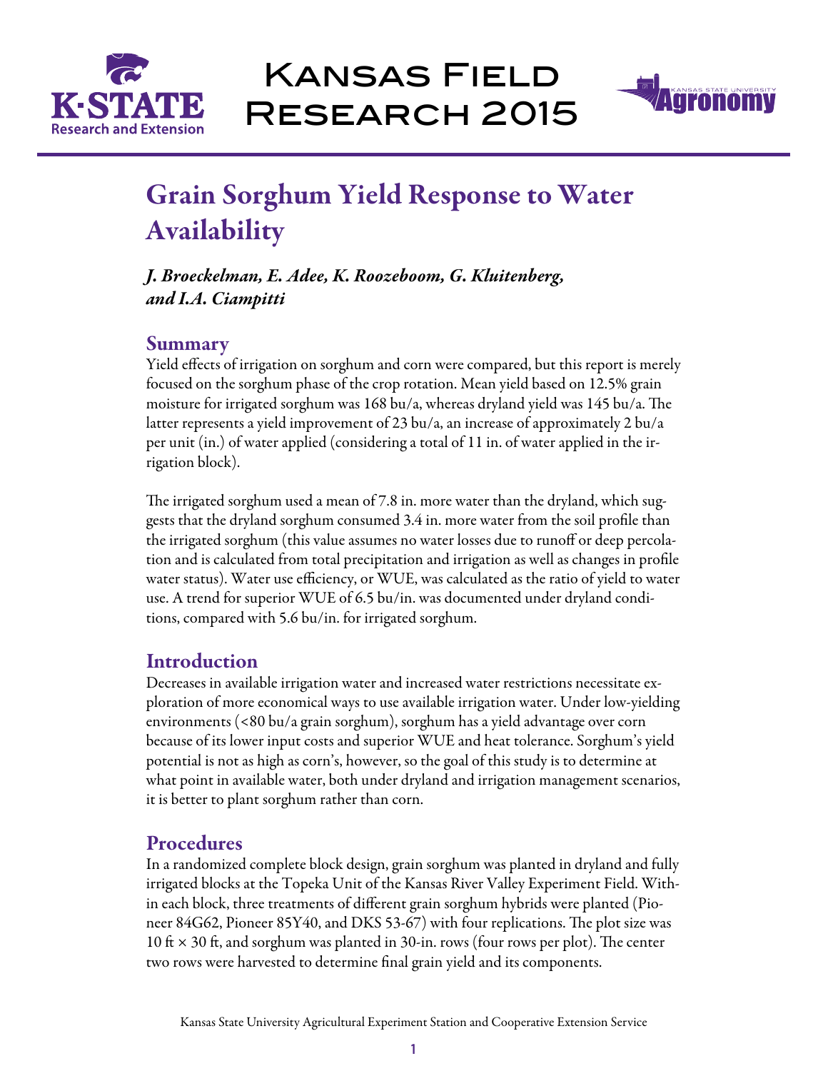# Grain Sorghum Yield Response to Water Availability

*J. Broeckelman, E. Adee, K. Roozeboom, G. Kluitenberg, and I.A. Ciampitti*

## Summary

Yield effects of irrigation on sorghum and corn were compared, but this report is merely focused on the sorghum phase of the crop rotation. Mean yield based on 12.5% grain moisture for irrigated sorghum was 168 bu/a, whereas dryland yield was 145 bu/a. The latter represents a yield improvement of 23 bu/a, an increase of approximately 2 bu/a per unit (in.) of water applied (considering a total of 11 in. of water applied in the irrigation block).

The irrigated sorghum used a mean of 7.8 in. more water than the dryland, which suggests that the dryland sorghum consumed 3.4 in. more water from the soil profile than the irrigated sorghum (this value assumes no water losses due to runoff or deep percolation and is calculated from total precipitation and irrigation as well as changes in profile water status). Water use efficiency, or WUE, was calculated as the ratio of yield to water use. A trend for superior WUE of 6.5 bu/in. was documented under dryland conditions, compared with 5.6 bu/in. for irrigated sorghum.

## Introduction

Decreases in available irrigation water and increased water restrictions necessitate exploration of more economical ways to use available irrigation water. Under low-yielding environments (<80 bu/a grain sorghum), sorghum has a yield advantage over corn because of its lower input costs and superior WUE and heat tolerance. Sorghum's yield potential is not as high as corn's, however, so the goal of this study is to determine at what point in available water, both under dryland and irrigation management scenarios, it is better to plant sorghum rather than corn.

## Procedures

In a randomized complete block design, grain sorghum was planted in dryland and fully irrigated blocks at the Topeka Unit of the Kansas River Valley Experiment Field. Within each block, three treatments of different grain sorghum hybrids were planted (Pioneer 84G62, Pioneer 85Y40, and DKS 53-67) with four replications. The plot size was 10 ft × 30 ft, and sorghum was planted in 30-in. rows (four rows per plot). The center two rows were harvested to determine final grain yield and its components.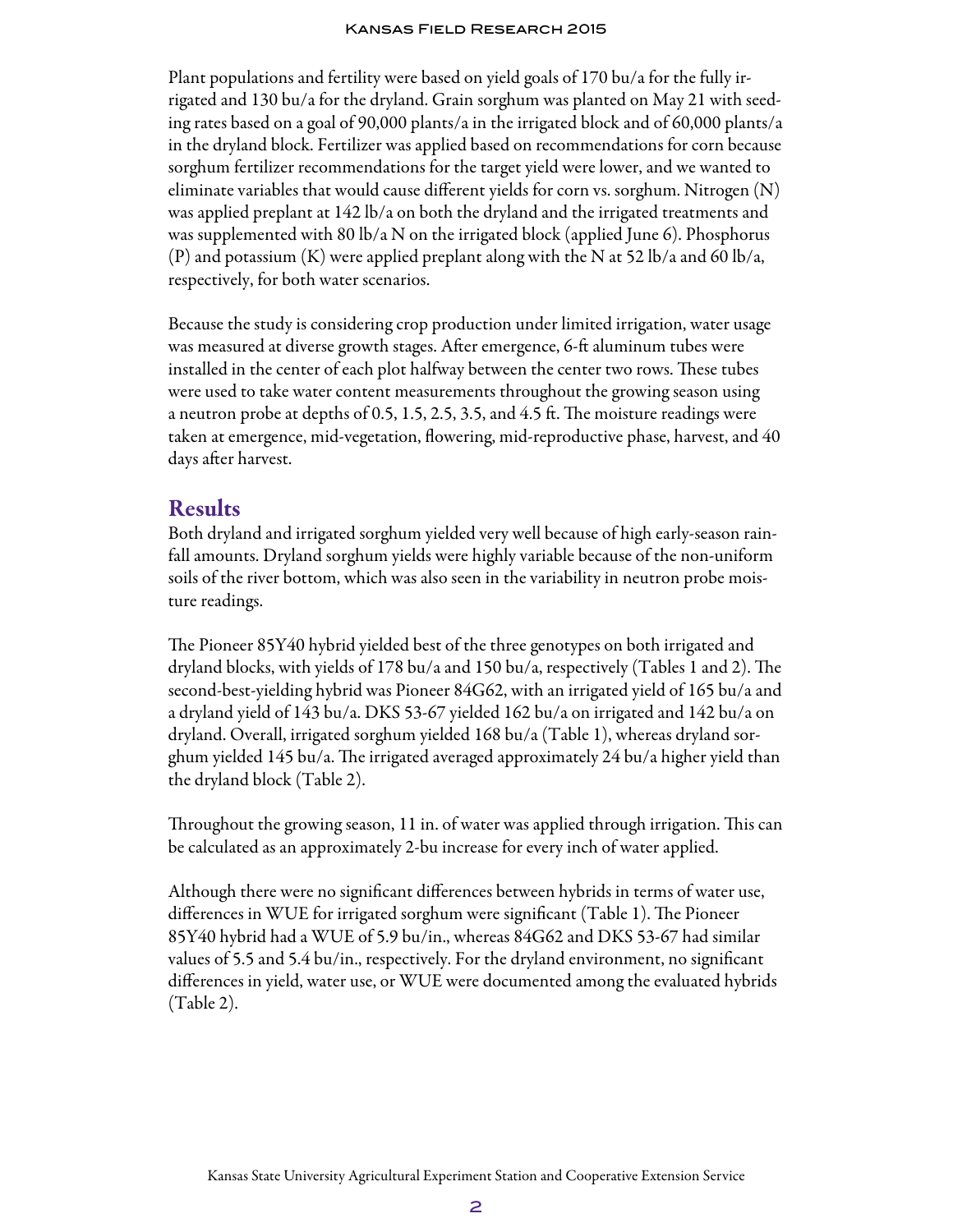Plant populations and fertility were based on yield goals of 170 bu/a for the fully irrigated and 130 bu/a for the dryland. Grain sorghum was planted on May 21 with seeding rates based on a goal of 90,000 plants/a in the irrigated block and of 60,000 plants/a in the dryland block. Fertilizer was applied based on recommendations for corn because sorghum fertilizer recommendations for the target yield were lower, and we wanted to eliminate variables that would cause different yields for corn vs. sorghum. Nitrogen (N) was applied preplant at 142 lb/a on both the dryland and the irrigated treatments and was supplemented with 80 lb/a N on the irrigated block (applied June 6). Phosphorus (P) and potassium (K) were applied preplant along with the N at 52 lb/a and 60 lb/a, respectively, for both water scenarios.

Because the study is considering crop production under limited irrigation, water usage was measured at diverse growth stages. After emergence, 6-ft aluminum tubes were installed in the center of each plot halfway between the center two rows. These tubes were used to take water content measurements throughout the growing season using a neutron probe at depths of 0.5, 1.5, 2.5, 3.5, and 4.5 ft. The moisture readings were taken at emergence, mid-vegetation, flowering, mid-reproductive phase, harvest, and 40 days after harvest.

## Results

Both dryland and irrigated sorghum yielded very well because of high early-season rainfall amounts. Dryland sorghum yields were highly variable because of the non-uniform soils of the river bottom, which was also seen in the variability in neutron probe moisture readings.

The Pioneer 85Y40 hybrid yielded best of the three genotypes on both irrigated and dryland blocks, with yields of 178 bu/a and 150 bu/a, respectively (Tables 1 and 2). The second-best-yielding hybrid was Pioneer 84G62, with an irrigated yield of 165 bu/a and a dryland yield of 143 bu/a. DKS 53-67 yielded 162 bu/a on irrigated and 142 bu/a on dryland. Overall, irrigated sorghum yielded 168 bu/a (Table 1), whereas dryland sorghum yielded 145 bu/a. The irrigated averaged approximately 24 bu/a higher yield than the dryland block (Table 2).

Throughout the growing season, 11 in. of water was applied through irrigation. This can be calculated as an approximately 2-bu increase for every inch of water applied.

Although there were no significant differences between hybrids in terms of water use, differences in WUE for irrigated sorghum were significant (Table 1). The Pioneer 85Y40 hybrid had a WUE of 5.9 bu/in., whereas 84G62 and DKS 53-67 had similar values of 5.5 and 5.4 bu/in., respectively. For the dryland environment, no significant differences in yield, water use, or WUE were documented among the evaluated hybrids (Table 2).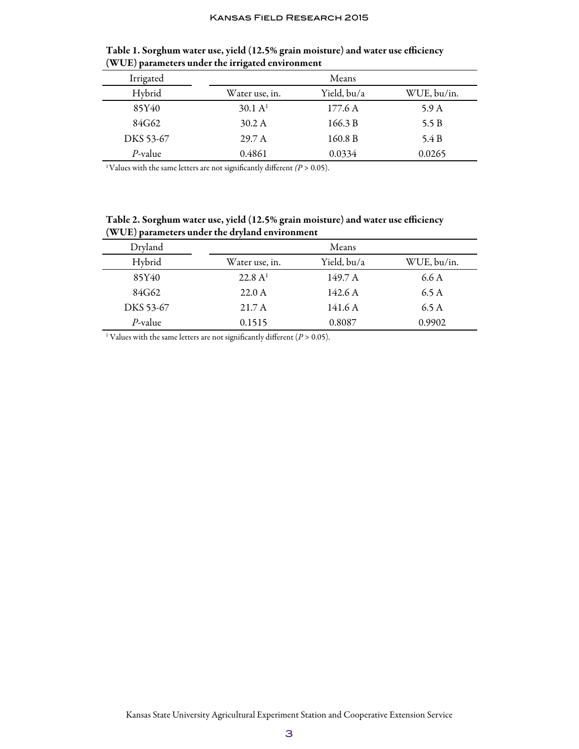**Table 1. Sorghum water use, yield (12.5% grain moisture) and water use efficiency (WUE) parameters under the irrigated environment**

| Irrigated | Means | | |
|---|---|---|---|
| Hybrid | Water use, in. | Yield, bu/a | WUE, bu/in. |
| 85Y40 | 30.1 A[1] | 177.6 A | 5.9 A |
| 84G62 | 30.2 A | 166.3 B | 5.5 B |
| DKS 53-67 | 29.7 A | 160.8 B | 5.4 B |
| *P*-value | 0.4861 | 0.0334 | 0.0265 |

[1] Values with the same letters are not significantly different ($P > 0.05$).

**Table 2. Sorghum water use, yield (12.5% grain moisture) and water use efficiency (WUE) parameters under the dryland environment**

| Dryland | Means | | |
|---|---|---|---|
| Hybrid | Water use, in. | Yield, bu/a | WUE, bu/in. |
| 85Y40 | 22.8 A[1] | 149.7 A | 6.6 A |
| 84G62 | 22.0 A | 142.6 A | 6.5 A |
| DKS 53-67 | 21.7 A | 141.6 A | 6.5 A |
| *P*-value | 0.1515 | 0.8087 | 0.9902 |

[1] Values with the same letters are not significantly different ($P > 0.05$).